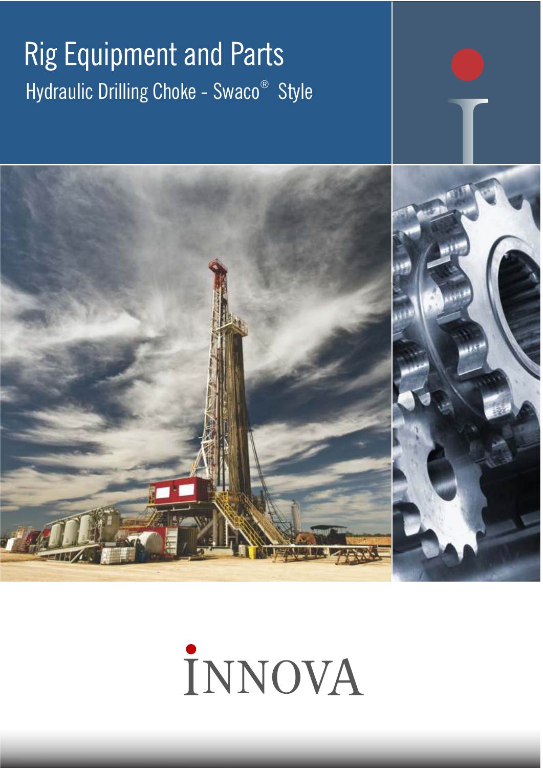# Rig Equipment and Parts

## Hydraulic Drilling Choke - Swaco® Style

INNOVA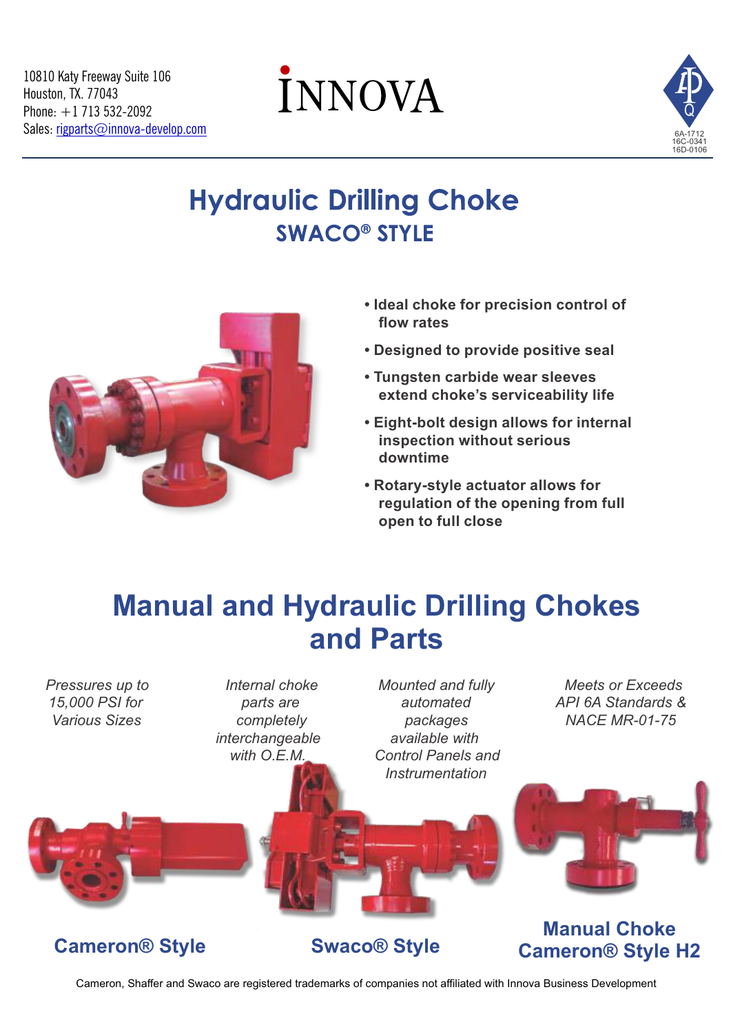10810 Katy Freeway Suite 106
Houston, TX. 77043
Phone: +1 713 532-2092
Sales: rigparts@innova-develop.com

INNOVA

6A-1712
16C-0341
16D-0106

# Hydraulic Drilling Choke
## SWACO® STYLE

- **Ideal choke for precision control of flow rates**
- **Designed to provide positive seal**
- **Tungsten carbide wear sleeves extend choke's serviceability life**
- **Eight-bolt design allows for internal inspection without serious downtime**
- **Rotary-style actuator allows for regulation of the opening from full open to full close**

# Manual and Hydraulic Drilling Chokes and Parts

*Pressures up to 15,000 PSI for Various Sizes*

*Internal choke parts are completely interchangeable with O.E.M.*

*Mounted and fully automated packages available with Control Panels and Instrumentation*

*Meets or Exceeds API 6A Standards & NACE MR-01-75*

**Cameron® Style**

**Swaco® Style**

**Manual Choke Cameron® Style H2**

Cameron, Shaffer and Swaco are registered trademarks of companies not affiliated with Innova Business Development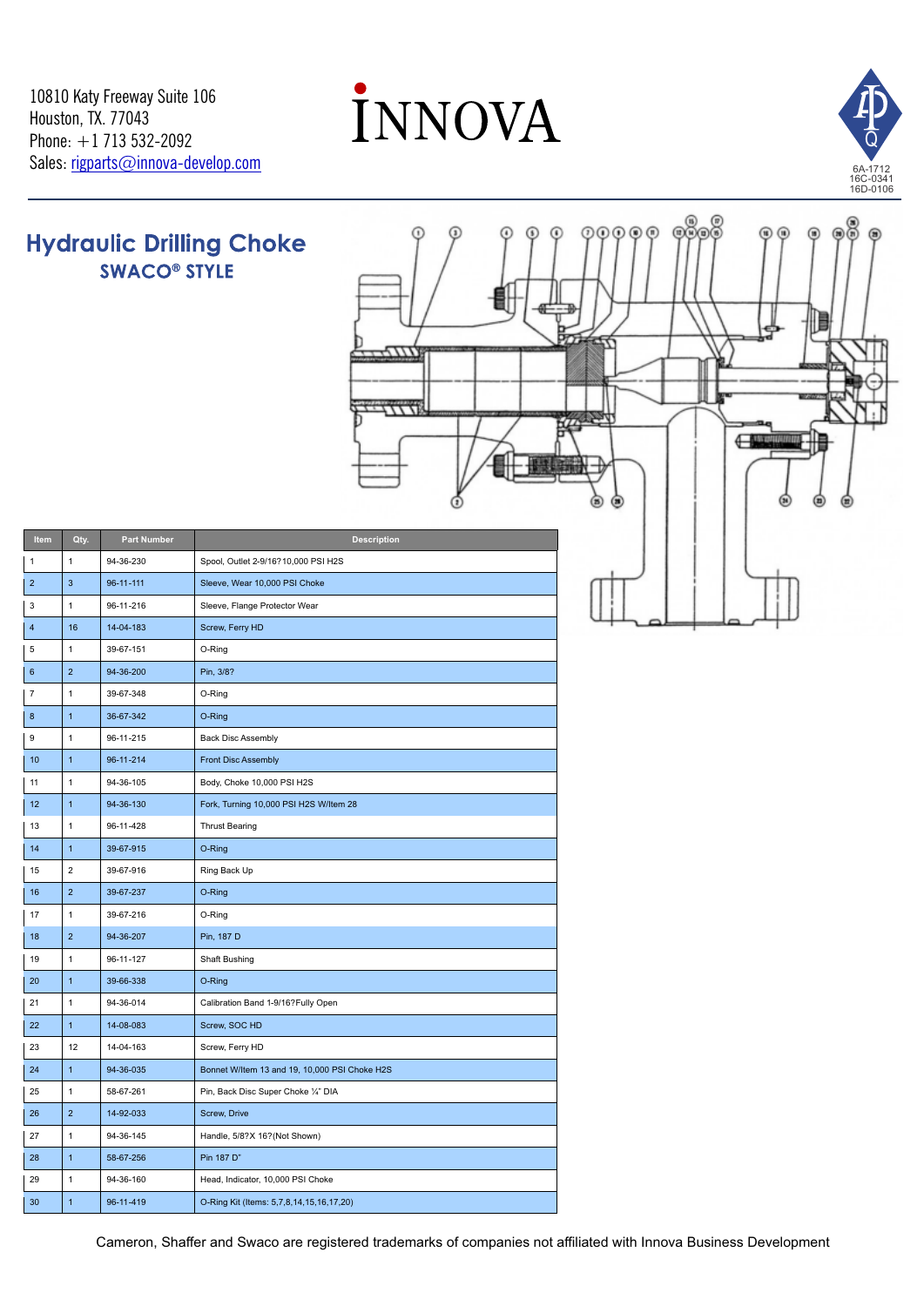10810 Katy Freeway Suite 106
Houston, TX. 77043
Phone: +1 713 532-2092
Sales: rigparts@innova-develop.com

INNOVA

6A-1712
16C-0341
16D-0106

# Hydraulic Drilling Choke

## SWACO® STYLE

| Item | Qty. | Part Number | Description |
|---|---|---|---|
| 1 | 1 | 94-36-230 | Spool, Outlet 2-9/16?10,000 PSI H2S |
| 2 | 3 | 96-11-111 | Sleeve, Wear 10,000 PSI Choke |
| 3 | 1 | 96-11-216 | Sleeve, Flange Protector Wear |
| 4 | 16 | 14-04-183 | Screw, Ferry HD |
| 5 | 1 | 39-67-151 | O-Ring |
| 6 | 2 | 94-36-200 | Pin, 3/8? |
| 7 | 1 | 39-67-348 | O-Ring |
| 8 | 1 | 36-67-342 | O-Ring |
| 9 | 1 | 96-11-215 | Back Disc Assembly |
| 10 | 1 | 96-11-214 | Front Disc Assembly |
| 11 | 1 | 94-36-105 | Body, Choke 10,000 PSI H2S |
| 12 | 1 | 94-36-130 | Fork, Turning 10,000 PSI H2S W/Item 28 |
| 13 | 1 | 96-11-428 | Thrust Bearing |
| 14 | 1 | 39-67-915 | O-Ring |
| 15 | 2 | 39-67-916 | Ring Back Up |
| 16 | 2 | 39-67-237 | O-Ring |
| 17 | 1 | 39-67-216 | O-Ring |
| 18 | 2 | 94-36-207 | Pin, 187 D |
| 19 | 1 | 96-11-127 | Shaft Bushing |
| 20 | 1 | 39-66-338 | O-Ring |
| 21 | 1 | 94-36-014 | Calibration Band 1-9/16?Fully Open |
| 22 | 1 | 14-08-083 | Screw, SOC HD |
| 23 | 12 | 14-04-163 | Screw, Ferry HD |
| 24 | 1 | 94-36-035 | Bonnet W/Item 13 and 19, 10,000 PSI Choke H2S |
| 25 | 1 | 58-67-261 | Pin, Back Disc Super Choke ¼" DIA |
| 26 | 2 | 14-92-033 | Screw, Drive |
| 27 | 1 | 94-36-145 | Handle, 5/8?X 16?(Not Shown) |
| 28 | 1 | 58-67-256 | Pin 187 D" |
| 29 | 1 | 94-36-160 | Head, Indicator, 10,000 PSI Choke |
| 30 | 1 | 96-11-419 | O-Ring Kit (Items: 5,7,8,14,15,16,17,20) |

Cameron, Shaffer and Swaco are registered trademarks of companies not affiliated with Innova Business Development